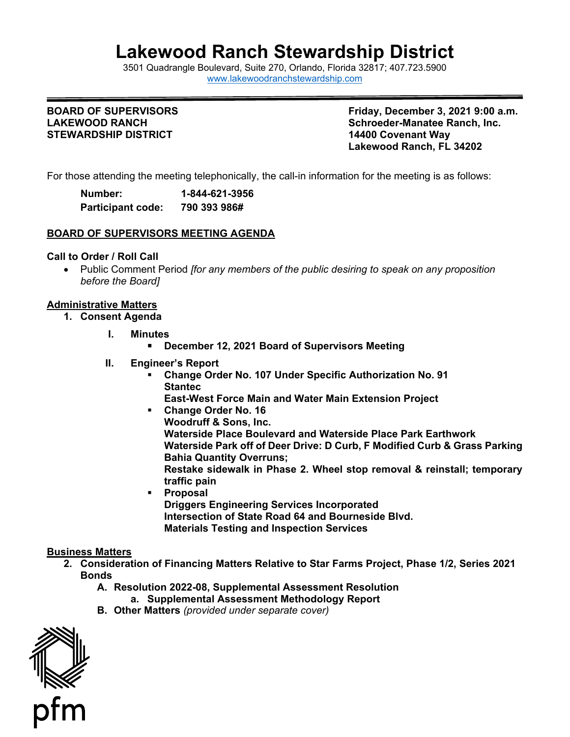# Lakewood Ranch Stewardship District

3501 Quadrangle Boulevard, Suite 270, Orlando, Florida 32817; 407.723.5900
www.lakewoodranchstewardship.com

**BOARD OF SUPERVISORS**
**LAKEWOOD RANCH**
**STEWARDSHIP DISTRICT**

**Friday, December 3, 2021 9:00 a.m.**
**Schroeder-Manatee Ranch, Inc.**
**14400 Covenant Way**
**Lakewood Ranch, FL 34202**

For those attending the meeting telephonically, the call-in information for the meeting is as follows:

**Number:** **1-844-621-3956**
**Participant code:** **790 393 986#**

## BOARD OF SUPERVISORS MEETING AGENDA

**Call to Order / Roll Call**

- Public Comment Period *[for any members of the public desiring to speak on any proposition before the Board]*

**Administrative Matters**

1. **Consent Agenda**

   I. **Minutes**
      - **December 12, 2021 Board of Supervisors Meeting**

   II. **Engineer's Report**
      - **Change Order No. 107 Under Specific Authorization No. 91**
        **Stantec**
        **East-West Force Main and Water Main Extension Project**
      - **Change Order No. 16**
        **Woodruff & Sons, Inc.**
        **Waterside Place Boulevard and Waterside Place Park Earthwork**
        **Waterside Park off of Deer Drive: D Curb, F Modified Curb & Grass Parking Bahia Quantity Overruns;**
        **Restake sidewalk in Phase 2. Wheel stop removal & reinstall; temporary traffic pain**
      - **Proposal**
        **Driggers Engineering Services Incorporated**
        **Intersection of State Road 64 and Bourneside Blvd.**
        **Materials Testing and Inspection Services**

**Business Matters**

2. **Consideration of Financing Matters Relative to Star Farms Project, Phase 1/2, Series 2021 Bonds**

   A. **Resolution 2022-08, Supplemental Assessment Resolution**
      a. **Supplemental Assessment Methodology Report**

   B. **Other Matters** *(provided under separate cover)*

pfm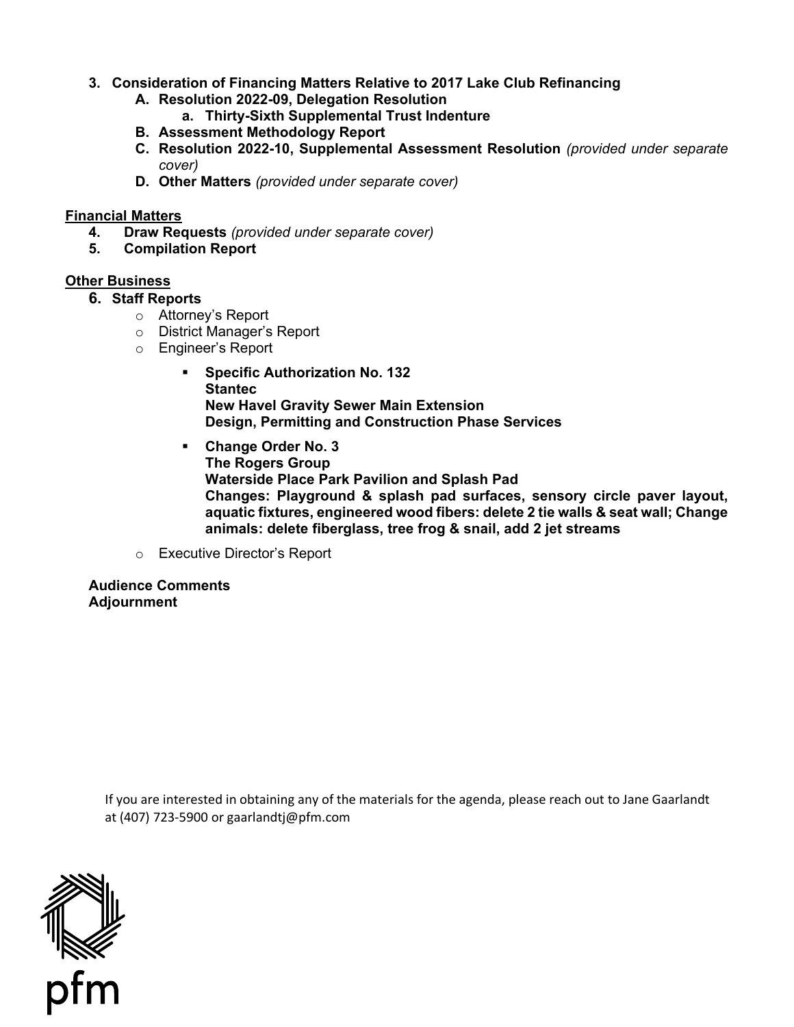3. **Consideration of Financing Matters Relative to 2017 Lake Club Refinancing**
   - **A. Resolution 2022-09, Delegation Resolution**
     - **a. Thirty-Sixth Supplemental Trust Indenture**
   - **B. Assessment Methodology Report**
   - **C. Resolution 2022-10, Supplemental Assessment Resolution** *(provided under separate cover)*
   - **D. Other Matters** *(provided under separate cover)*

**Financial Matters**

4. **Draw Requests** *(provided under separate cover)*
5. **Compilation Report**

**Other Business**

6. **Staff Reports**
   - Attorney's Report
   - District Manager's Report
   - Engineer's Report
     - **Specific Authorization No. 132**
       **Stantec**
       **New Havel Gravity Sewer Main Extension**
       **Design, Permitting and Construction Phase Services**
     - **Change Order No. 3**
       **The Rogers Group**
       **Waterside Place Park Pavilion and Splash Pad**
       **Changes: Playground & splash pad surfaces, sensory circle paver layout, aquatic fixtures, engineered wood fibers: delete 2 tie walls & seat wall; Change animals: delete fiberglass, tree frog & snail, add 2 jet streams**
   - Executive Director's Report

**Audience Comments**
**Adjournment**

If you are interested in obtaining any of the materials for the agenda, please reach out to Jane Gaarlandt at (407) 723-5900 or gaarlandtj@pfm.com

pfm